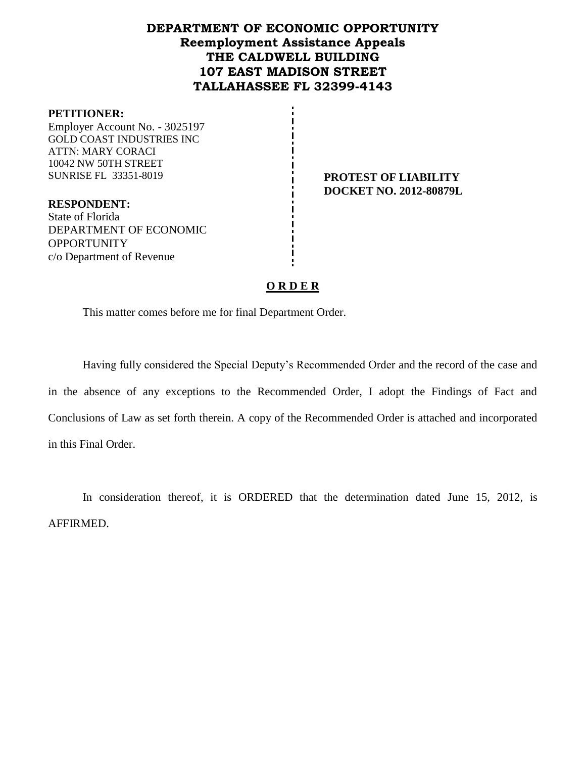**DEPARTMENT OF ECONOMIC OPPORTUNITY**
**Reemployment Assistance Appeals**
**THE CALDWELL BUILDING**
**107 EAST MADISON STREET**
**TALLAHASSEE FL 32399-4143**

**PETITIONER:**
Employer Account No. - 3025197
GOLD COAST INDUSTRIES INC
ATTN: MARY CORACI
10042 NW 50TH STREET
SUNRISE FL 33351-8019

**RESPONDENT:**
State of Florida
DEPARTMENT OF ECONOMIC OPPORTUNITY
c/o Department of Revenue

**PROTEST OF LIABILITY**
**DOCKET NO. 2012-80879L**

## O R D E R

This matter comes before me for final Department Order.

Having fully considered the Special Deputy's Recommended Order and the record of the case and in the absence of any exceptions to the Recommended Order, I adopt the Findings of Fact and Conclusions of Law as set forth therein. A copy of the Recommended Order is attached and incorporated in this Final Order.

In consideration thereof, it is ORDERED that the determination dated June 15, 2012, is AFFIRMED.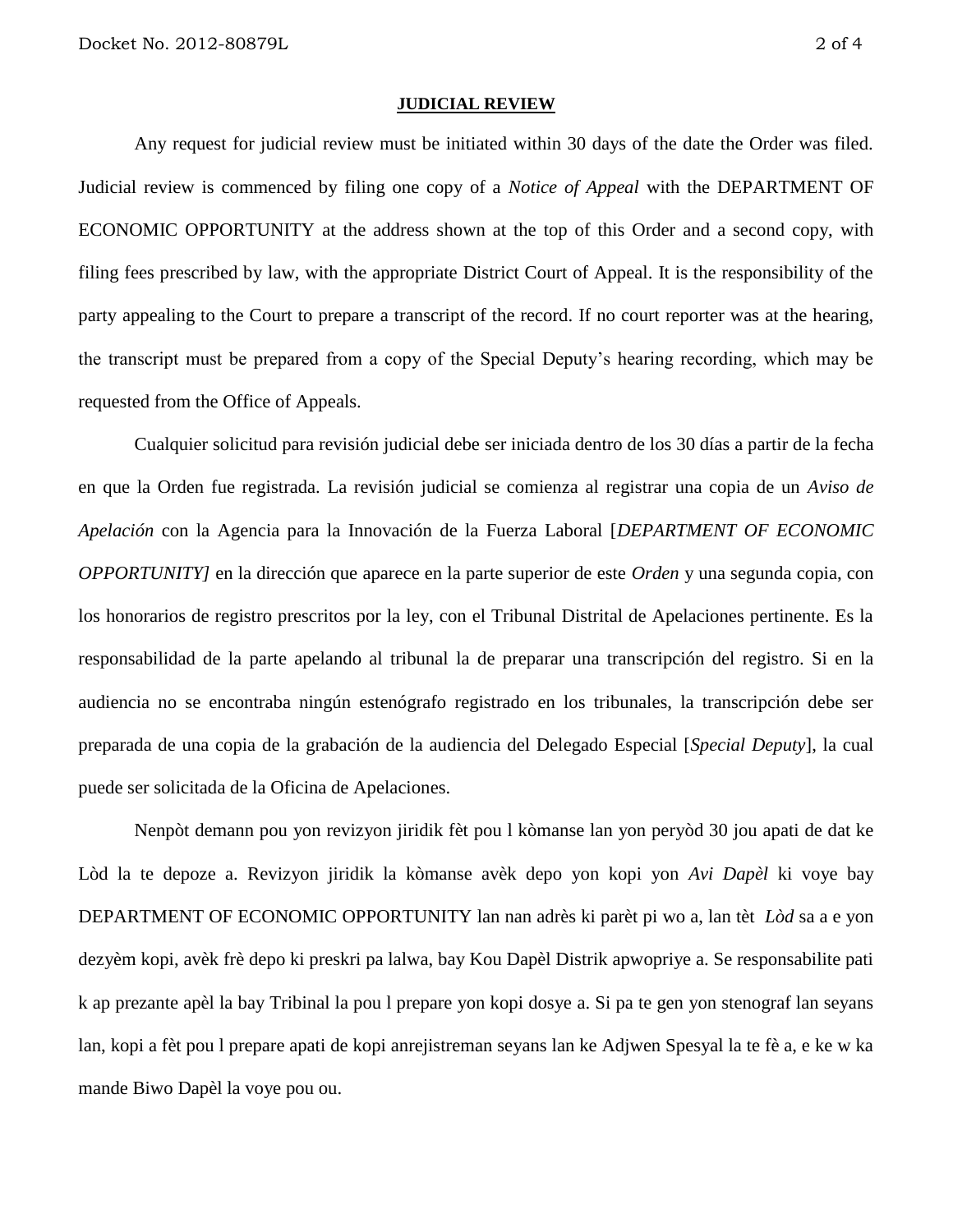## JUDICIAL REVIEW

Any request for judicial review must be initiated within 30 days of the date the Order was filed. Judicial review is commenced by filing one copy of a *Notice of Appeal* with the DEPARTMENT OF ECONOMIC OPPORTUNITY at the address shown at the top of this Order and a second copy, with filing fees prescribed by law, with the appropriate District Court of Appeal. It is the responsibility of the party appealing to the Court to prepare a transcript of the record. If no court reporter was at the hearing, the transcript must be prepared from a copy of the Special Deputy's hearing recording, which may be requested from the Office of Appeals.

Cualquier solicitud para revisión judicial debe ser iniciada dentro de los 30 días a partir de la fecha en que la Orden fue registrada. La revisión judicial se comienza al registrar una copia de un *Aviso de Apelación* con la Agencia para la Innovación de la Fuerza Laboral [*DEPARTMENT OF ECONOMIC OPPORTUNITY]* en la dirección que aparece en la parte superior de este *Orden* y una segunda copia, con los honorarios de registro prescritos por la ley, con el Tribunal Distrital de Apelaciones pertinente. Es la responsabilidad de la parte apelando al tribunal la de preparar una transcripción del registro. Si en la audiencia no se encontraba ningún estenógrafo registrado en los tribunales, la transcripción debe ser preparada de una copia de la grabación de la audiencia del Delegado Especial [*Special Deputy*], la cual puede ser solicitada de la Oficina de Apelaciones.

Nenpòt demann pou yon revizyon jiridik fèt pou l kòmanse lan yon peryòd 30 jou apati de dat ke Lòd la te depoze a. Revizyon jiridik la kòmanse avèk depo yon kopi yon *Avi Dapèl* ki voye bay DEPARTMENT OF ECONOMIC OPPORTUNITY lan nan adrès ki parèt pi wo a, lan tèt *Lòd* sa a e yon dezyèm kopi, avèk frè depo ki preskri pa lalwa, bay Kou Dapèl Distrik apwopriye a. Se responsabilite pati k ap prezante apèl la bay Tribinal la pou l prepare yon kopi dosye a. Si pa te gen yon stenograf lan seyans lan, kopi a fèt pou l prepare apati de kopi anrejistreman seyans lan ke Adjwen Spesyal la te fè a, e ke w ka mande Biwo Dapèl la voye pou ou.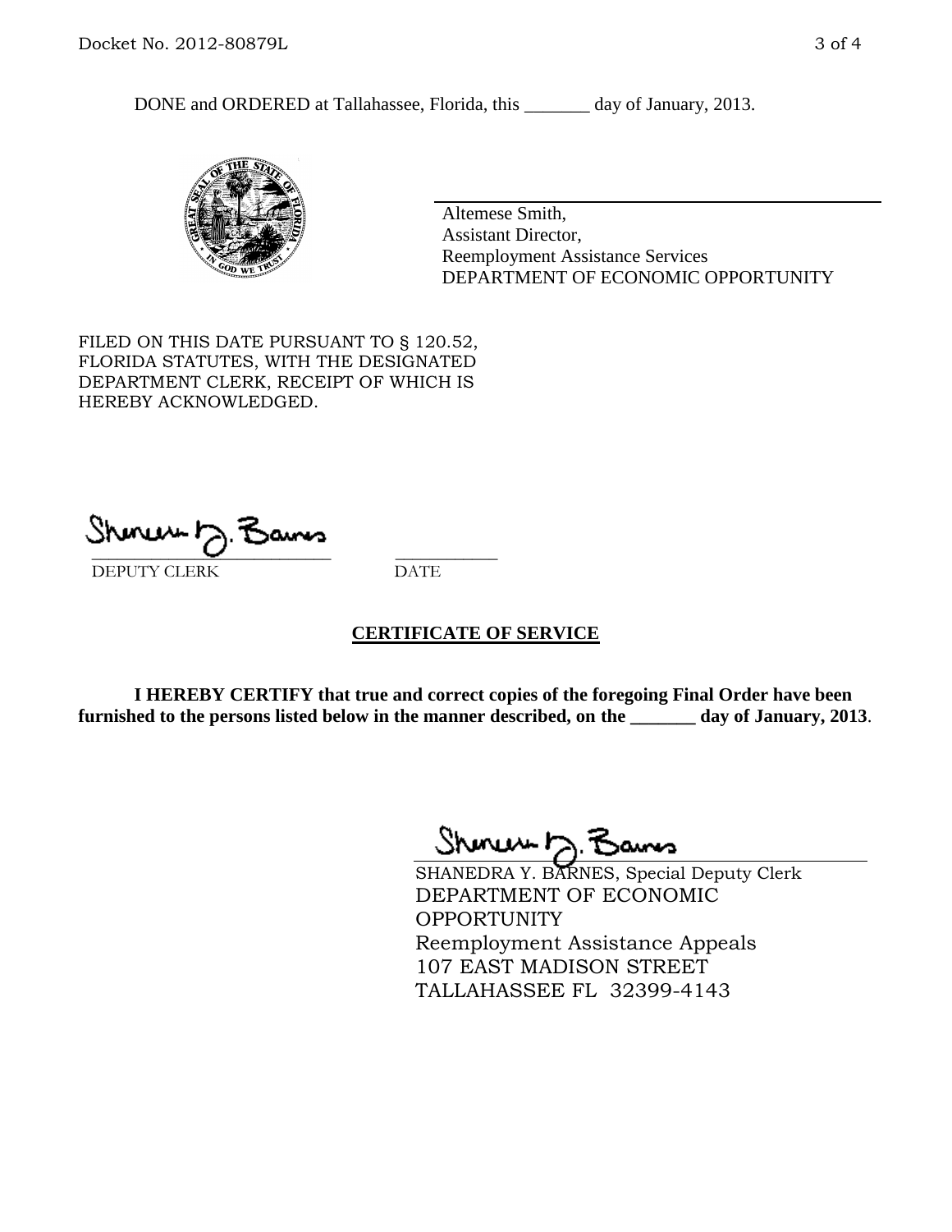DONE and ORDERED at Tallahassee, Florida, this _______ day of January, 2013.

Altemese Smith,
Assistant Director,
Reemployment Assistance Services
DEPARTMENT OF ECONOMIC OPPORTUNITY

FILED ON THIS DATE PURSUANT TO § 120.52, FLORIDA STATUTES, WITH THE DESIGNATED DEPARTMENT CLERK, RECEIPT OF WHICH IS HEREBY ACKNOWLEDGED.

___________________________ ___________
DEPUTY CLERK DATE

## CERTIFICATE OF SERVICE

**I HEREBY CERTIFY that true and correct copies of the foregoing Final Order have been furnished to the persons listed below in the manner described, on the _______ day of January, 2013.**

SHANEDRA Y. BARNES, Special Deputy Clerk
DEPARTMENT OF ECONOMIC OPPORTUNITY
Reemployment Assistance Appeals
107 EAST MADISON STREET
TALLAHASSEE FL 32399-4143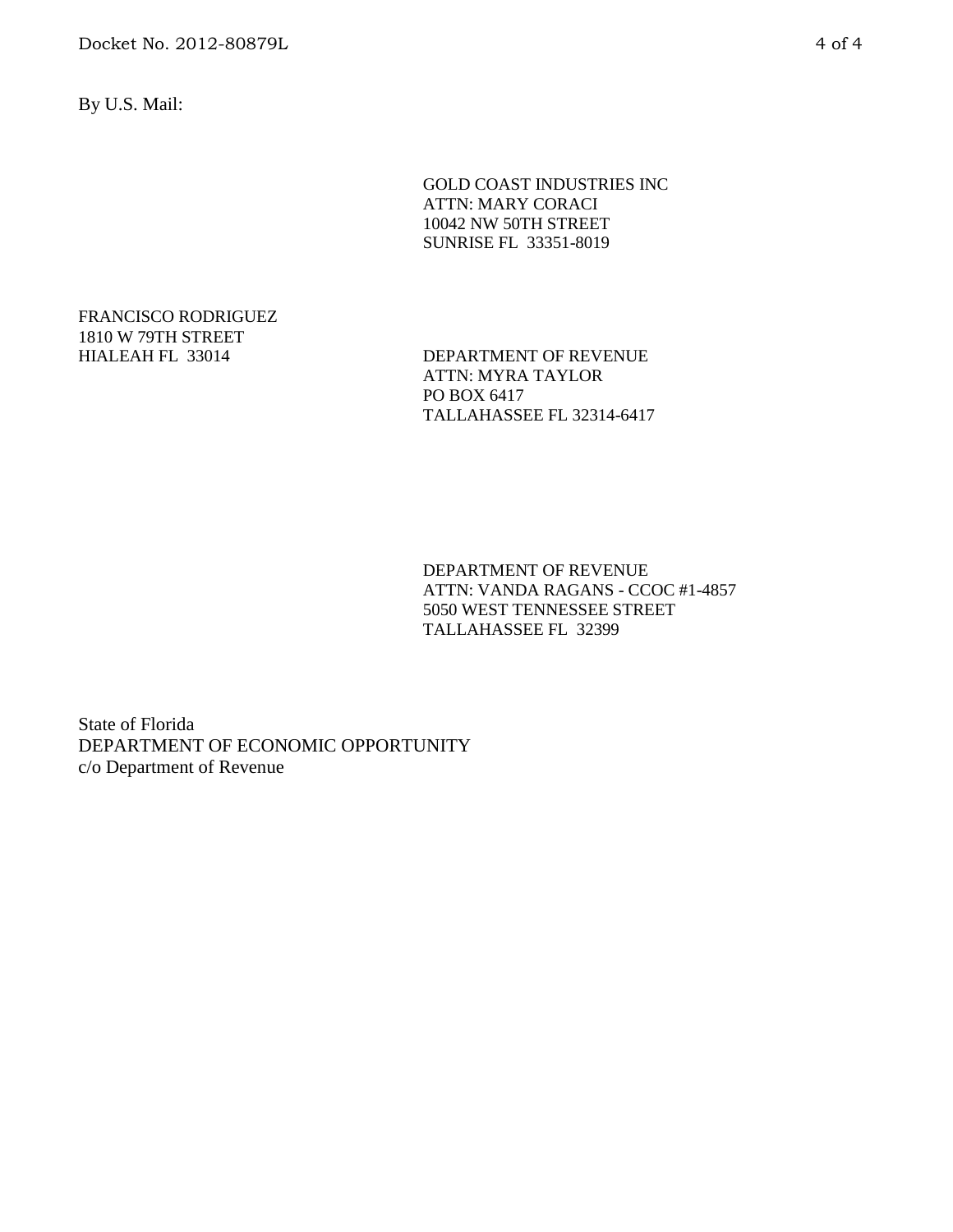By U.S. Mail:

GOLD COAST INDUSTRIES INC
ATTN: MARY CORACI
10042 NW 50TH STREET
SUNRISE FL 33351-8019

FRANCISCO RODRIGUEZ
1810 W 79TH STREET
HIALEAH FL 33014

DEPARTMENT OF REVENUE
ATTN: MYRA TAYLOR
PO BOX 6417
TALLAHASSEE FL 32314-6417

DEPARTMENT OF REVENUE
ATTN: VANDA RAGANS - CCOC #1-4857
5050 WEST TENNESSEE STREET
TALLAHASSEE FL 32399

State of Florida
DEPARTMENT OF ECONOMIC OPPORTUNITY
c/o Department of Revenue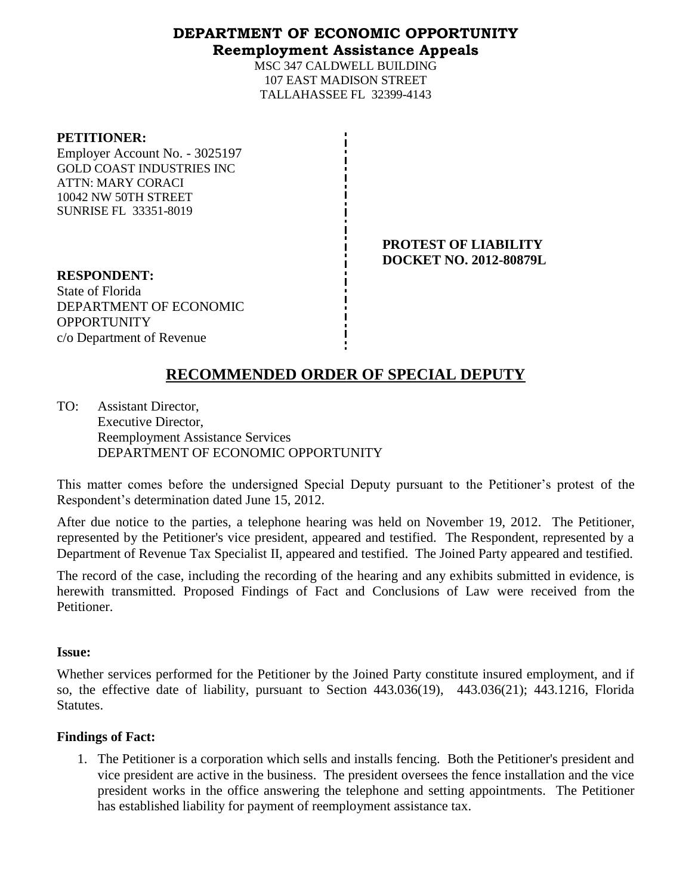# DEPARTMENT OF ECONOMIC OPPORTUNITY
## Reemployment Assistance Appeals

MSC 347 CALDWELL BUILDING
107 EAST MADISON STREET
TALLAHASSEE FL 32399-4143

**PETITIONER:**
Employer Account No. - 3025197
GOLD COAST INDUSTRIES INC
ATTN: MARY CORACI
10042 NW 50TH STREET
SUNRISE FL 33351-8019

**PROTEST OF LIABILITY**
**DOCKET NO. 2012-80879L**

**RESPONDENT:**
State of Florida
DEPARTMENT OF ECONOMIC OPPORTUNITY
c/o Department of Revenue

## RECOMMENDED ORDER OF SPECIAL DEPUTY

TO: Assistant Director,
Executive Director,
Reemployment Assistance Services
DEPARTMENT OF ECONOMIC OPPORTUNITY

This matter comes before the undersigned Special Deputy pursuant to the Petitioner's protest of the Respondent's determination dated June 15, 2012.

After due notice to the parties, a telephone hearing was held on November 19, 2012. The Petitioner, represented by the Petitioner's vice president, appeared and testified. The Respondent, represented by a Department of Revenue Tax Specialist II, appeared and testified. The Joined Party appeared and testified.

The record of the case, including the recording of the hearing and any exhibits submitted in evidence, is herewith transmitted. Proposed Findings of Fact and Conclusions of Law were received from the Petitioner.

**Issue:**

Whether services performed for the Petitioner by the Joined Party constitute insured employment, and if so, the effective date of liability, pursuant to Section 443.036(19), 443.036(21); 443.1216, Florida Statutes.

**Findings of Fact:**

1. The Petitioner is a corporation which sells and installs fencing. Both the Petitioner's president and vice president are active in the business. The president oversees the fence installation and the vice president works in the office answering the telephone and setting appointments. The Petitioner has established liability for payment of reemployment assistance tax.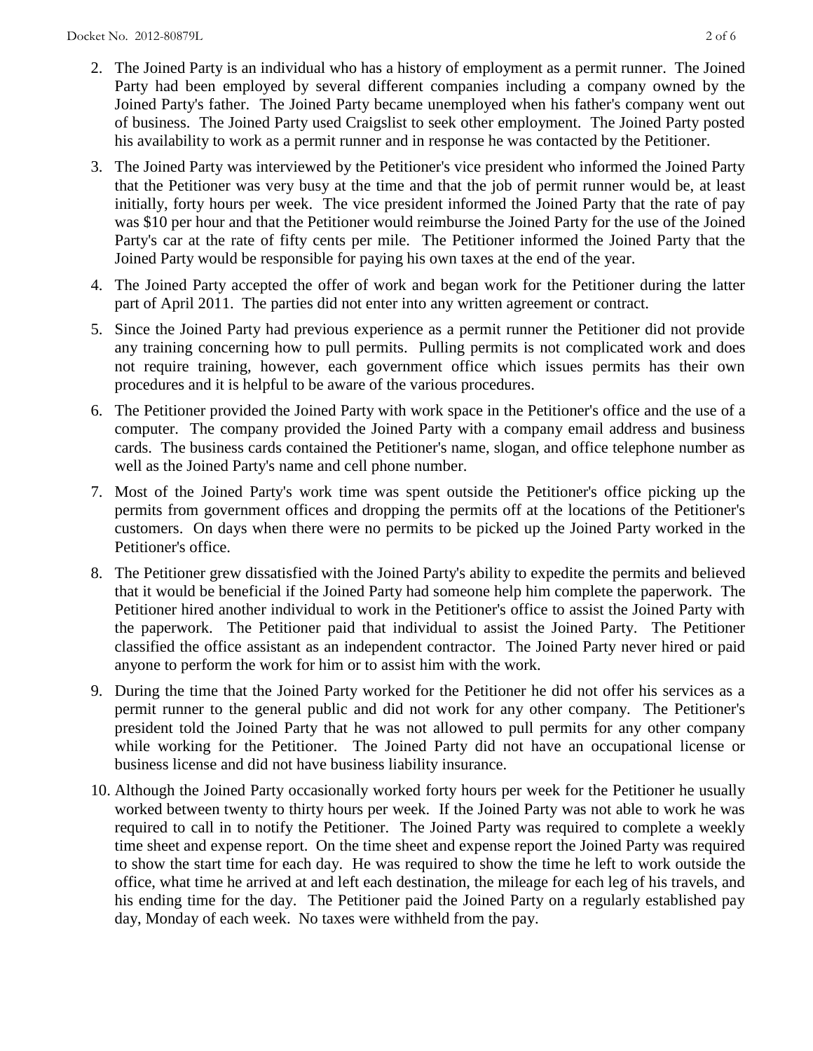2. The Joined Party is an individual who has a history of employment as a permit runner. The Joined Party had been employed by several different companies including a company owned by the Joined Party's father. The Joined Party became unemployed when his father's company went out of business. The Joined Party used Craigslist to seek other employment. The Joined Party posted his availability to work as a permit runner and in response he was contacted by the Petitioner.

3. The Joined Party was interviewed by the Petitioner's vice president who informed the Joined Party that the Petitioner was very busy at the time and that the job of permit runner would be, at least initially, forty hours per week. The vice president informed the Joined Party that the rate of pay was $10 per hour and that the Petitioner would reimburse the Joined Party for the use of the Joined Party's car at the rate of fifty cents per mile. The Petitioner informed the Joined Party that the Joined Party would be responsible for paying his own taxes at the end of the year.

4. The Joined Party accepted the offer of work and began work for the Petitioner during the latter part of April 2011. The parties did not enter into any written agreement or contract.

5. Since the Joined Party had previous experience as a permit runner the Petitioner did not provide any training concerning how to pull permits. Pulling permits is not complicated work and does not require training, however, each government office which issues permits has their own procedures and it is helpful to be aware of the various procedures.

6. The Petitioner provided the Joined Party with work space in the Petitioner's office and the use of a computer. The company provided the Joined Party with a company email address and business cards. The business cards contained the Petitioner's name, slogan, and office telephone number as well as the Joined Party's name and cell phone number.

7. Most of the Joined Party's work time was spent outside the Petitioner's office picking up the permits from government offices and dropping the permits off at the locations of the Petitioner's customers. On days when there were no permits to be picked up the Joined Party worked in the Petitioner's office.

8. The Petitioner grew dissatisfied with the Joined Party's ability to expedite the permits and believed that it would be beneficial if the Joined Party had someone help him complete the paperwork. The Petitioner hired another individual to work in the Petitioner's office to assist the Joined Party with the paperwork. The Petitioner paid that individual to assist the Joined Party. The Petitioner classified the office assistant as an independent contractor. The Joined Party never hired or paid anyone to perform the work for him or to assist him with the work.

9. During the time that the Joined Party worked for the Petitioner he did not offer his services as a permit runner to the general public and did not work for any other company. The Petitioner's president told the Joined Party that he was not allowed to pull permits for any other company while working for the Petitioner. The Joined Party did not have an occupational license or business license and did not have business liability insurance.

10. Although the Joined Party occasionally worked forty hours per week for the Petitioner he usually worked between twenty to thirty hours per week. If the Joined Party was not able to work he was required to call in to notify the Petitioner. The Joined Party was required to complete a weekly time sheet and expense report. On the time sheet and expense report the Joined Party was required to show the start time for each day. He was required to show the time he left to work outside the office, what time he arrived at and left each destination, the mileage for each leg of his travels, and his ending time for the day. The Petitioner paid the Joined Party on a regularly established pay day, Monday of each week. No taxes were withheld from the pay.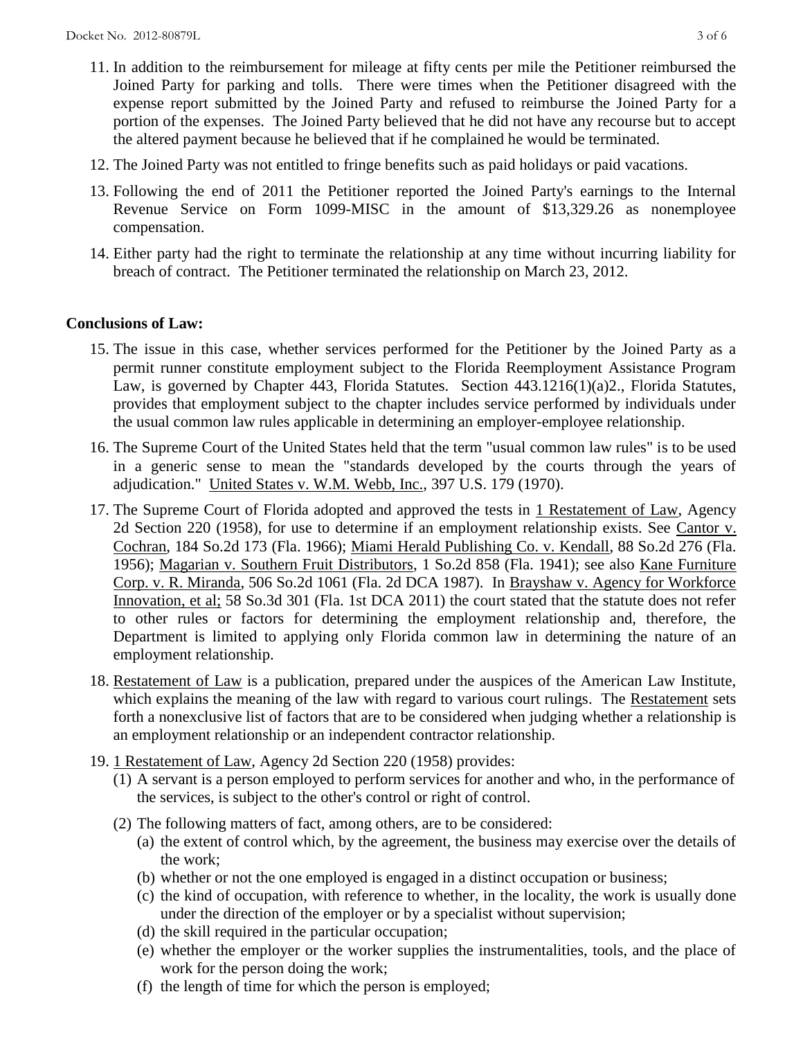11. In addition to the reimbursement for mileage at fifty cents per mile the Petitioner reimbursed the Joined Party for parking and tolls. There were times when the Petitioner disagreed with the expense report submitted by the Joined Party and refused to reimburse the Joined Party for a portion of the expenses. The Joined Party believed that he did not have any recourse but to accept the altered payment because he believed that if he complained he would be terminated.
12. The Joined Party was not entitled to fringe benefits such as paid holidays or paid vacations.
13. Following the end of 2011 the Petitioner reported the Joined Party's earnings to the Internal Revenue Service on Form 1099-MISC in the amount of $13,329.26 as nonemployee compensation.
14. Either party had the right to terminate the relationship at any time without incurring liability for breach of contract. The Petitioner terminated the relationship on March 23, 2012.

**Conclusions of Law:**

15. The issue in this case, whether services performed for the Petitioner by the Joined Party as a permit runner constitute employment subject to the Florida Reemployment Assistance Program Law, is governed by Chapter 443, Florida Statutes. Section 443.1216(1)(a)2., Florida Statutes, provides that employment subject to the chapter includes service performed by individuals under the usual common law rules applicable in determining an employer-employee relationship.
16. The Supreme Court of the United States held that the term "usual common law rules" is to be used in a generic sense to mean the "standards developed by the courts through the years of adjudication." United States v. W.M. Webb, Inc., 397 U.S. 179 (1970).
17. The Supreme Court of Florida adopted and approved the tests in 1 Restatement of Law, Agency 2d Section 220 (1958), for use to determine if an employment relationship exists. See Cantor v. Cochran, 184 So.2d 173 (Fla. 1966); Miami Herald Publishing Co. v. Kendall, 88 So.2d 276 (Fla. 1956); Magarian v. Southern Fruit Distributors, 1 So.2d 858 (Fla. 1941); see also Kane Furniture Corp. v. R. Miranda, 506 So.2d 1061 (Fla. 2d DCA 1987). In Brayshaw v. Agency for Workforce Innovation, et al; 58 So.3d 301 (Fla. 1st DCA 2011) the court stated that the statute does not refer to other rules or factors for determining the employment relationship and, therefore, the Department is limited to applying only Florida common law in determining the nature of an employment relationship.
18. Restatement of Law is a publication, prepared under the auspices of the American Law Institute, which explains the meaning of the law with regard to various court rulings. The Restatement sets forth a nonexclusive list of factors that are to be considered when judging whether a relationship is an employment relationship or an independent contractor relationship.
19. 1 Restatement of Law, Agency 2d Section 220 (1958) provides:
    (1) A servant is a person employed to perform services for another and who, in the performance of the services, is subject to the other's control or right of control.
    (2) The following matters of fact, among others, are to be considered:
        (a) the extent of control which, by the agreement, the business may exercise over the details of the work;
        (b) whether or not the one employed is engaged in a distinct occupation or business;
        (c) the kind of occupation, with reference to whether, in the locality, the work is usually done under the direction of the employer or by a specialist without supervision;
        (d) the skill required in the particular occupation;
        (e) whether the employer or the worker supplies the instrumentalities, tools, and the place of work for the person doing the work;
        (f) the length of time for which the person is employed;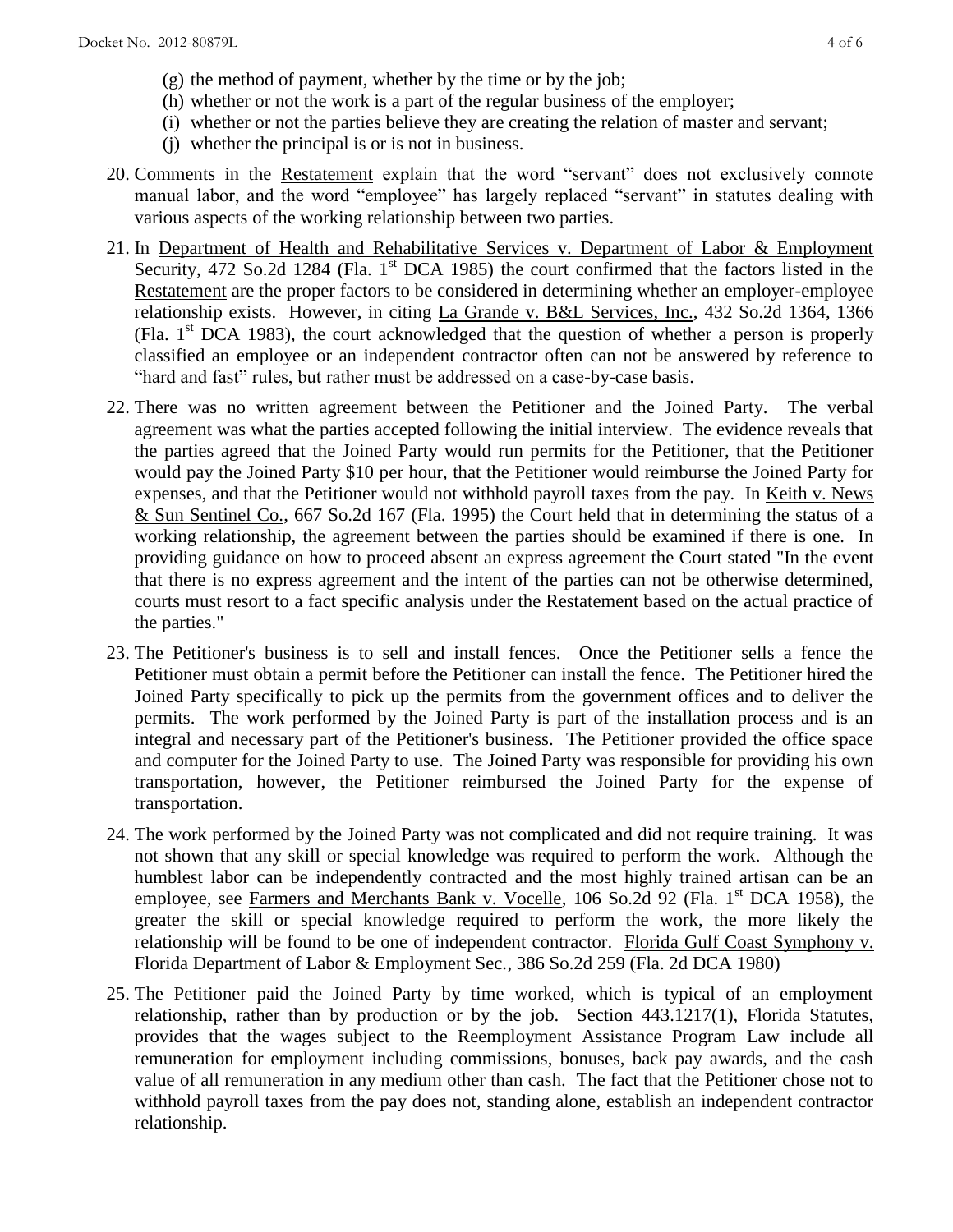(g) the method of payment, whether by the time or by the job;
(h) whether or not the work is a part of the regular business of the employer;
(i) whether or not the parties believe they are creating the relation of master and servant;
(j) whether the principal is or is not in business.

20. Comments in the Restatement explain that the word "servant" does not exclusively connote manual labor, and the word "employee" has largely replaced "servant" in statutes dealing with various aspects of the working relationship between two parties.

21. In Department of Health and Rehabilitative Services v. Department of Labor & Employment Security, 472 So.2d 1284 (Fla. 1st DCA 1985) the court confirmed that the factors listed in the Restatement are the proper factors to be considered in determining whether an employer-employee relationship exists. However, in citing La Grande v. B&L Services, Inc., 432 So.2d 1364, 1366 (Fla. 1st DCA 1983), the court acknowledged that the question of whether a person is properly classified an employee or an independent contractor often can not be answered by reference to "hard and fast" rules, but rather must be addressed on a case-by-case basis.

22. There was no written agreement between the Petitioner and the Joined Party. The verbal agreement was what the parties accepted following the initial interview. The evidence reveals that the parties agreed that the Joined Party would run permits for the Petitioner, that the Petitioner would pay the Joined Party $10 per hour, that the Petitioner would reimburse the Joined Party for expenses, and that the Petitioner would not withhold payroll taxes from the pay. In Keith v. News & Sun Sentinel Co., 667 So.2d 167 (Fla. 1995) the Court held that in determining the status of a working relationship, the agreement between the parties should be examined if there is one. In providing guidance on how to proceed absent an express agreement the Court stated "In the event that there is no express agreement and the intent of the parties can not be otherwise determined, courts must resort to a fact specific analysis under the Restatement based on the actual practice of the parties."

23. The Petitioner's business is to sell and install fences. Once the Petitioner sells a fence the Petitioner must obtain a permit before the Petitioner can install the fence. The Petitioner hired the Joined Party specifically to pick up the permits from the government offices and to deliver the permits. The work performed by the Joined Party is part of the installation process and is an integral and necessary part of the Petitioner's business. The Petitioner provided the office space and computer for the Joined Party to use. The Joined Party was responsible for providing his own transportation, however, the Petitioner reimbursed the Joined Party for the expense of transportation.

24. The work performed by the Joined Party was not complicated and did not require training. It was not shown that any skill or special knowledge was required to perform the work. Although the humblest labor can be independently contracted and the most highly trained artisan can be an employee, see Farmers and Merchants Bank v. Vocelle, 106 So.2d 92 (Fla. 1st DCA 1958), the greater the skill or special knowledge required to perform the work, the more likely the relationship will be found to be one of independent contractor. Florida Gulf Coast Symphony v. Florida Department of Labor & Employment Sec., 386 So.2d 259 (Fla. 2d DCA 1980)

25. The Petitioner paid the Joined Party by time worked, which is typical of an employment relationship, rather than by production or by the job. Section 443.1217(1), Florida Statutes, provides that the wages subject to the Reemployment Assistance Program Law include all remuneration for employment including commissions, bonuses, back pay awards, and the cash value of all remuneration in any medium other than cash. The fact that the Petitioner chose not to withhold payroll taxes from the pay does not, standing alone, establish an independent contractor relationship.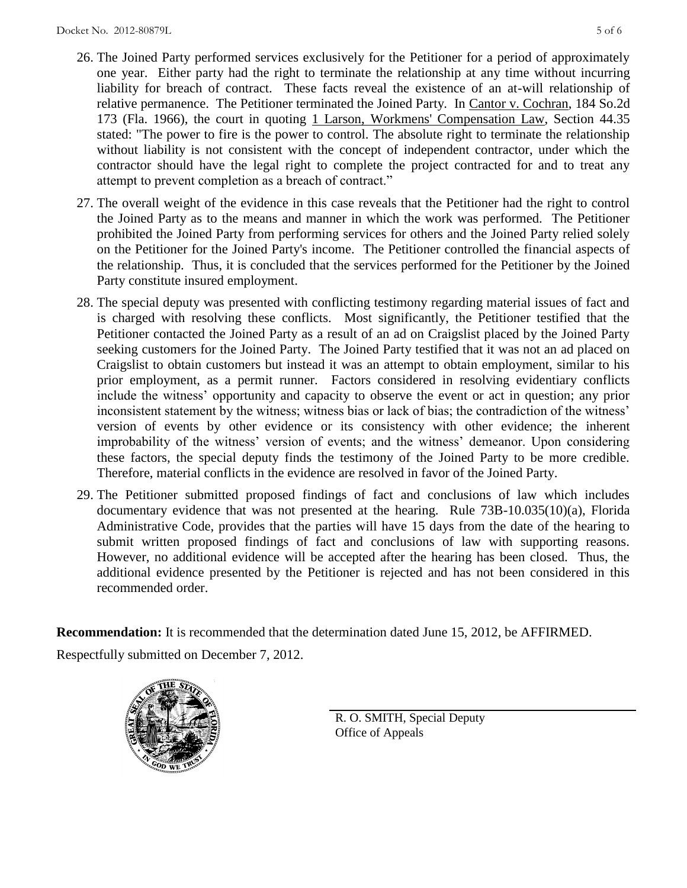26. The Joined Party performed services exclusively for the Petitioner for a period of approximately one year. Either party had the right to terminate the relationship at any time without incurring liability for breach of contract. These facts reveal the existence of an at-will relationship of relative permanence. The Petitioner terminated the Joined Party. In Cantor v. Cochran, 184 So.2d 173 (Fla. 1966), the court in quoting 1 Larson, Workmens' Compensation Law, Section 44.35 stated: "The power to fire is the power to control. The absolute right to terminate the relationship without liability is not consistent with the concept of independent contractor, under which the contractor should have the legal right to complete the project contracted for and to treat any attempt to prevent completion as a breach of contract."

27. The overall weight of the evidence in this case reveals that the Petitioner had the right to control the Joined Party as to the means and manner in which the work was performed. The Petitioner prohibited the Joined Party from performing services for others and the Joined Party relied solely on the Petitioner for the Joined Party's income. The Petitioner controlled the financial aspects of the relationship. Thus, it is concluded that the services performed for the Petitioner by the Joined Party constitute insured employment.

28. The special deputy was presented with conflicting testimony regarding material issues of fact and is charged with resolving these conflicts. Most significantly, the Petitioner testified that the Petitioner contacted the Joined Party as a result of an ad on Craigslist placed by the Joined Party seeking customers for the Joined Party. The Joined Party testified that it was not an ad placed on Craigslist to obtain customers but instead it was an attempt to obtain employment, similar to his prior employment, as a permit runner. Factors considered in resolving evidentiary conflicts include the witness' opportunity and capacity to observe the event or act in question; any prior inconsistent statement by the witness; witness bias or lack of bias; the contradiction of the witness' version of events by other evidence or its consistency with other evidence; the inherent improbability of the witness' version of events; and the witness' demeanor. Upon considering these factors, the special deputy finds the testimony of the Joined Party to be more credible. Therefore, material conflicts in the evidence are resolved in favor of the Joined Party.

29. The Petitioner submitted proposed findings of fact and conclusions of law which includes documentary evidence that was not presented at the hearing. Rule 73B-10.035(10)(a), Florida Administrative Code, provides that the parties will have 15 days from the date of the hearing to submit written proposed findings of fact and conclusions of law with supporting reasons. However, no additional evidence will be accepted after the hearing has been closed. Thus, the additional evidence presented by the Petitioner is rejected and has not been considered in this recommended order.

**Recommendation:** It is recommended that the determination dated June 15, 2012, be AFFIRMED.

Respectfully submitted on December 7, 2012.

R. O. SMITH, Special Deputy
Office of Appeals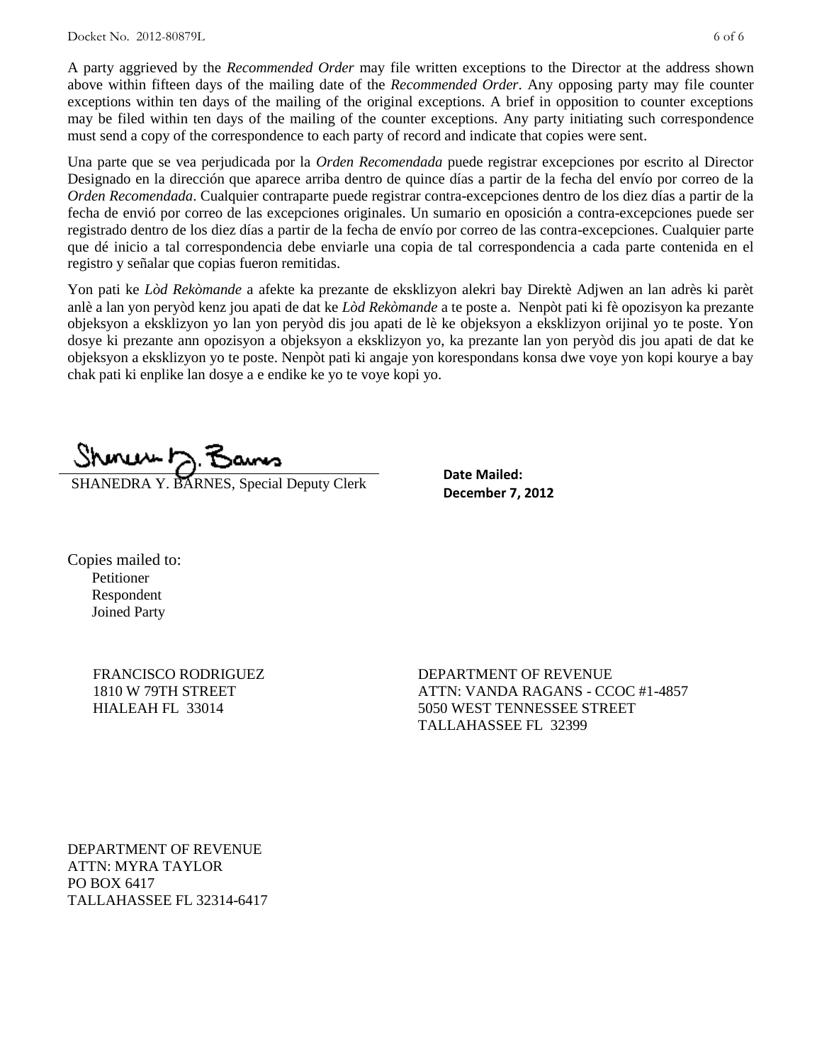A party aggrieved by the *Recommended Order* may file written exceptions to the Director at the address shown above within fifteen days of the mailing date of the *Recommended Order*. Any opposing party may file counter exceptions within ten days of the mailing of the original exceptions. A brief in opposition to counter exceptions may be filed within ten days of the mailing of the counter exceptions. Any party initiating such correspondence must send a copy of the correspondence to each party of record and indicate that copies were sent.

Una parte que se vea perjudicada por la *Orden Recomendada* puede registrar excepciones por escrito al Director Designado en la dirección que aparece arriba dentro de quince días a partir de la fecha del envío por correo de la *Orden Recomendada*. Cualquier contraparte puede registrar contra-excepciones dentro de los diez días a partir de la fecha de envió por correo de las excepciones originales. Un sumario en oposición a contra-excepciones puede ser registrado dentro de los diez días a partir de la fecha de envío por correo de las contra-excepciones. Cualquier parte que dé inicio a tal correspondencia debe enviarle una copia de tal correspondencia a cada parte contenida en el registro y señalar que copias fueron remitidas.

Yon pati ke *Lòd Rekòmande* a afekte ka prezante de eksklizyon alekri bay Direktè Adjwen an lan adrès ki parèt anlè a lan yon peryòd kenz jou apati de dat ke *Lòd Rekòmande* a te poste a. Nenpòt pati ki fè opozisyon ka prezante objeksyon a eksklizyon yo lan yon peryòd dis jou apati de lè ke objeksyon a eksklizyon orijinal yo te poste. Yon dosye ki prezante ann opozisyon a objeksyon a eksklizyon yo, ka prezante lan yon peryòd dis jou apati de dat ke objeksyon a eksklizyon yo te poste. Nenpòt pati ki angaje yon korespondans konsa dwe voye yon kopi kourye a bay chak pati ki enplike lan dosye a e endike ke yo te voye kopi yo.

SHANEDRA Y. BARNES, Special Deputy Clerk

**Date Mailed:**
**December 7, 2012**

Copies mailed to:
Petitioner
Respondent
Joined Party

FRANCISCO RODRIGUEZ
1810 W 79TH STREET
HIALEAH FL 33014

DEPARTMENT OF REVENUE
ATTN: VANDA RAGANS - CCOC #1-4857
5050 WEST TENNESSEE STREET
TALLAHASSEE FL 32399

DEPARTMENT OF REVENUE
ATTN: MYRA TAYLOR
PO BOX 6417
TALLAHASSEE FL 32314-6417